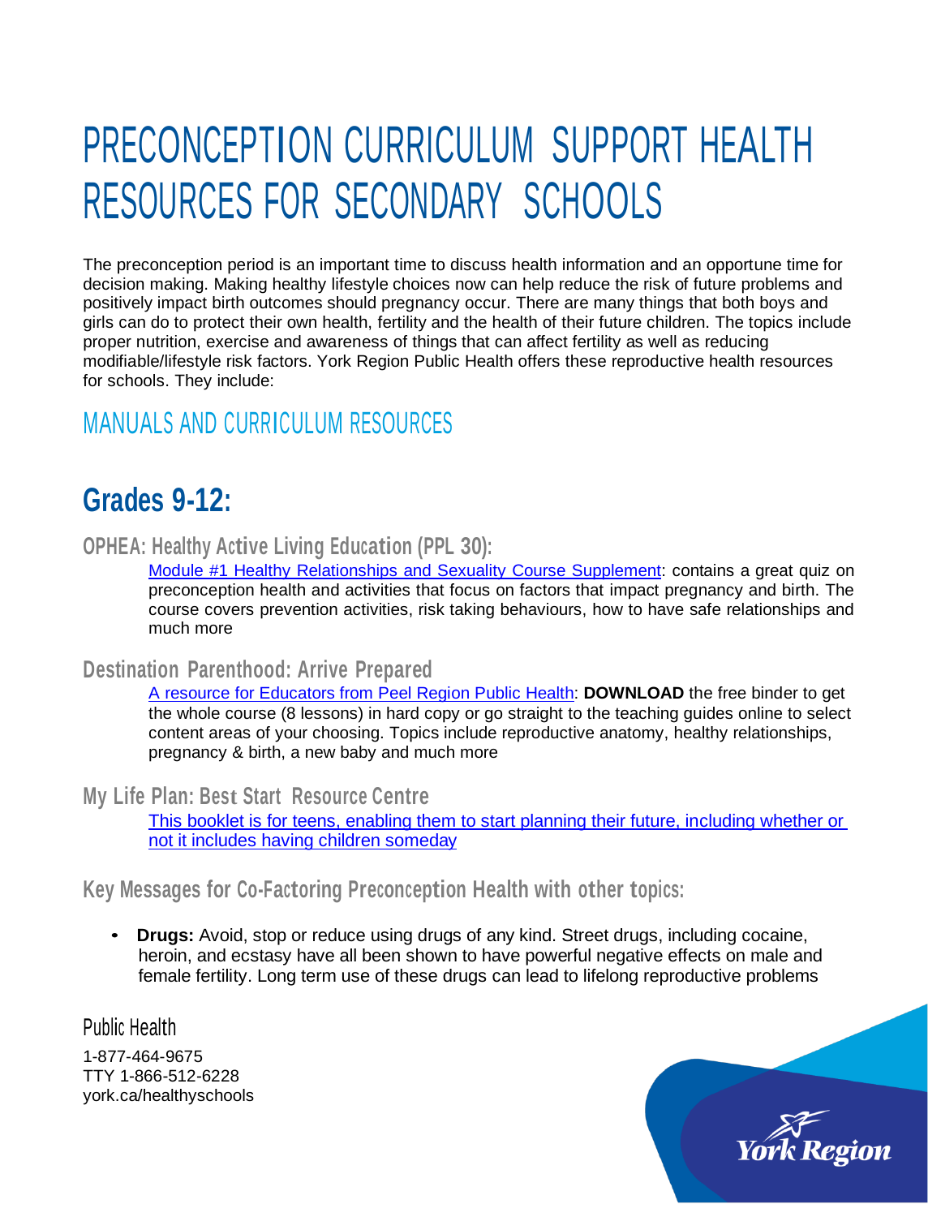# PRECONCEPTION CURRICULUM SUPPORT HEALTH RESOURCES FOR SECONDARY SCHOOLS

The preconception period is an important time to discuss health information and an opportune time for decision making. Making healthy lifestyle choices now can help reduce the risk of future problems and positively impact birth outcomes should pregnancy occur. There are many things that both boys and girls can do to protect their own health, fertility and the health of their future children. The topics include proper nutrition, exercise and awareness of things that can affect fertility as well as reducing modifiable/lifestyle risk factors. York Region Public Health offers these reproductive health resources for schools. They include:

## MANUALS AND CURRICULUM RESOURCES

## Grades 9-12:

### OPHEA: Healthy Active Living Education (PPL 30):

Module #1 Healthy Relationships and Sexuality Course Supplement: contains a great quiz on preconception health and activities that focus on factors that impact pregnancy and birth. The course covers prevention activities, risk taking behaviours, how to have safe relationships and much more

### Destination Parenthood: Arrive Prepared

A resource for Educators from Peel Region Public Health: **DOWNLOAD** the free binder to get the whole course (8 lessons) in hard copy or go straight to the teaching guides online to select content areas of your choosing. Topics include reproductive anatomy, healthy relationships, pregnancy & birth, a new baby and much more

### My Life Plan: Best Start Resource Centre

This booklet is for teens, enabling them to start planning their future, including whether or not it includes having children someday

### Key Messages for Co-Factoring Preconception Health with other topics:

- **Drugs:** Avoid, stop or reduce using drugs of any kind. Street drugs, including cocaine, heroin, and ecstasy have all been shown to have powerful negative effects on male and female fertility. Long term use of these drugs can lead to lifelong reproductive problems

Public Health

1-877-464-9675
TTY 1-866-512-6228
york.ca/healthyschools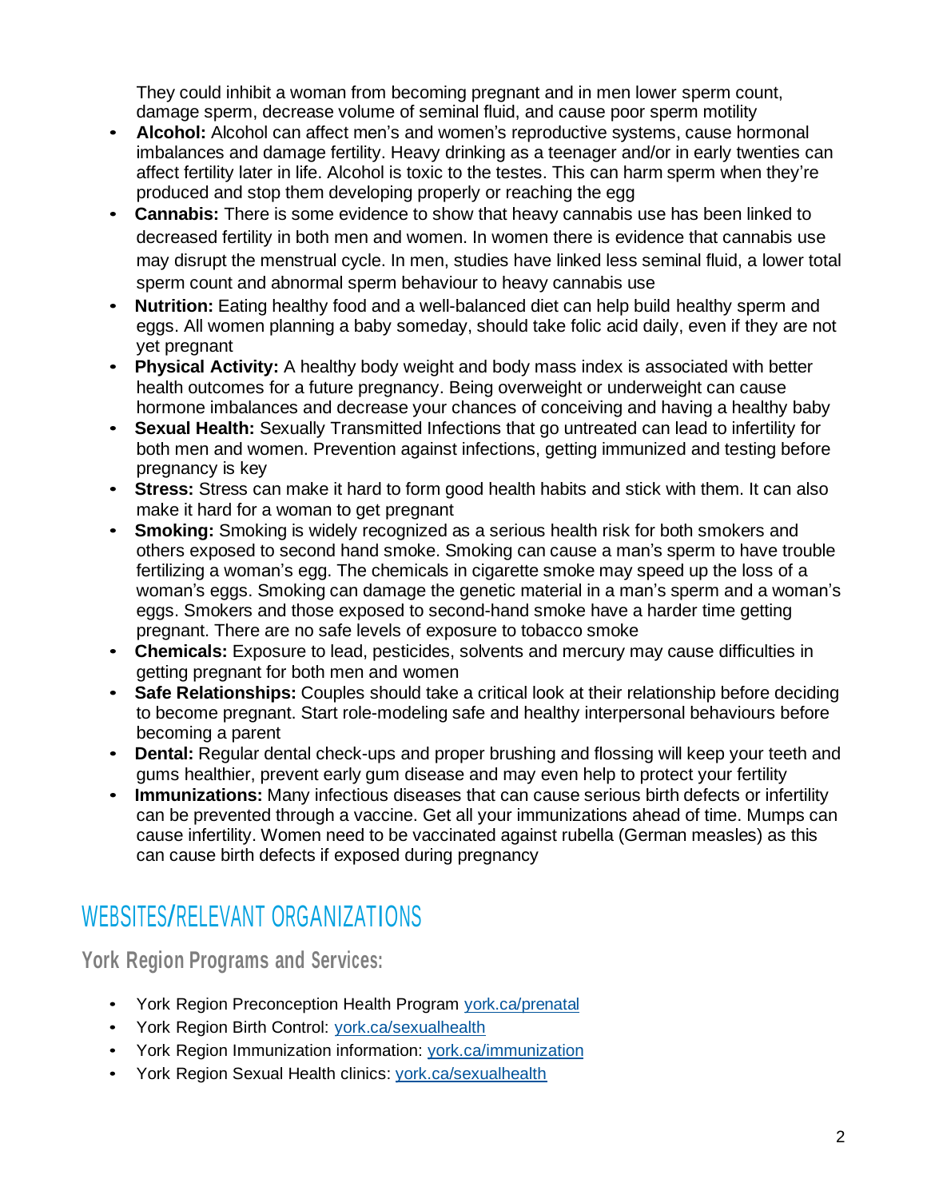They could inhibit a woman from becoming pregnant and in men lower sperm count, damage sperm, decrease volume of seminal fluid, and cause poor sperm motility

- **Alcohol:** Alcohol can affect men's and women's reproductive systems, cause hormonal imbalances and damage fertility. Heavy drinking as a teenager and/or in early twenties can affect fertility later in life. Alcohol is toxic to the testes. This can harm sperm when they're produced and stop them developing properly or reaching the egg
- **Cannabis:** There is some evidence to show that heavy cannabis use has been linked to decreased fertility in both men and women. In women there is evidence that cannabis use may disrupt the menstrual cycle. In men, studies have linked less seminal fluid, a lower total sperm count and abnormal sperm behaviour to heavy cannabis use
- **Nutrition:** Eating healthy food and a well-balanced diet can help build healthy sperm and eggs. All women planning a baby someday, should take folic acid daily, even if they are not yet pregnant
- **Physical Activity:** A healthy body weight and body mass index is associated with better health outcomes for a future pregnancy. Being overweight or underweight can cause hormone imbalances and decrease your chances of conceiving and having a healthy baby
- **Sexual Health:** Sexually Transmitted Infections that go untreated can lead to infertility for both men and women. Prevention against infections, getting immunized and testing before pregnancy is key
- **Stress:** Stress can make it hard to form good health habits and stick with them. It can also make it hard for a woman to get pregnant
- **Smoking:** Smoking is widely recognized as a serious health risk for both smokers and others exposed to second hand smoke. Smoking can cause a man's sperm to have trouble fertilizing a woman's egg. The chemicals in cigarette smoke may speed up the loss of a woman's eggs. Smoking can damage the genetic material in a man's sperm and a woman's eggs. Smokers and those exposed to second-hand smoke have a harder time getting pregnant. There are no safe levels of exposure to tobacco smoke
- **Chemicals:** Exposure to lead, pesticides, solvents and mercury may cause difficulties in getting pregnant for both men and women
- **Safe Relationships:** Couples should take a critical look at their relationship before deciding to become pregnant. Start role-modeling safe and healthy interpersonal behaviours before becoming a parent
- **Dental:** Regular dental check-ups and proper brushing and flossing will keep your teeth and gums healthier, prevent early gum disease and may even help to protect your fertility
- **Immunizations:** Many infectious diseases that can cause serious birth defects or infertility can be prevented through a vaccine. Get all your immunizations ahead of time. Mumps can cause infertility. Women need to be vaccinated against rubella (German measles) as this can cause birth defects if exposed during pregnancy

## WEBSITES/RELEVANT ORGANIZATIONS

### York Region Programs and Services:

- York Region Preconception Health Program [york.ca/prenatal](york.ca/prenatal)
- York Region Birth Control: [york.ca/sexualhealth](york.ca/sexualhealth)
- York Region Immunization information: [york.ca/immunization](york.ca/immunization)
- York Region Sexual Health clinics: [york.ca/sexualhealth](york.ca/sexualhealth)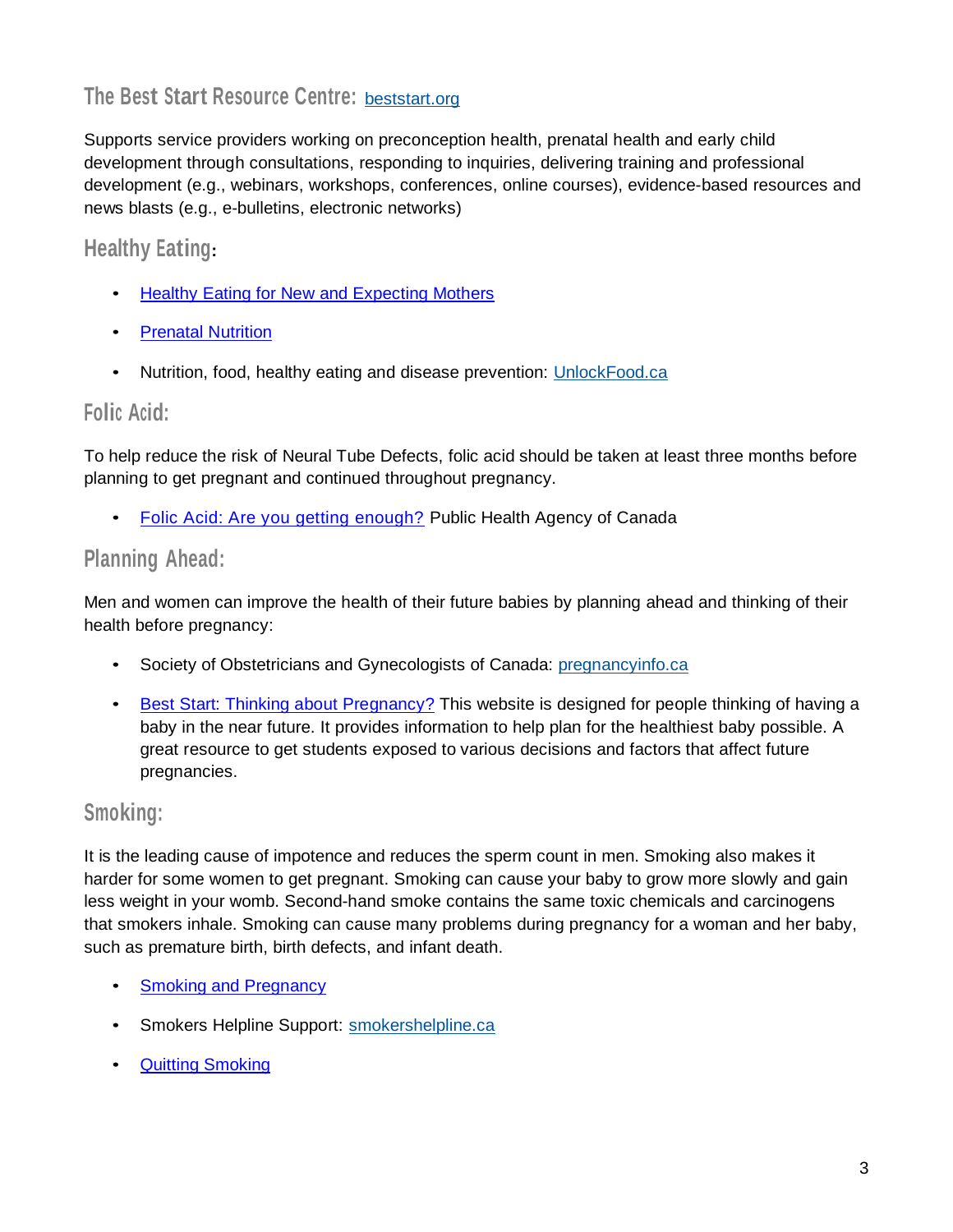## The Best Start Resource Centre: [beststart.org]

Supports service providers working on preconception health, prenatal health and early child development through consultations, responding to inquiries, delivering training and professional development (e.g., webinars, workshops, conferences, online courses), evidence-based resources and news blasts (e.g., e-bulletins, electronic networks)

## Healthy Eating:

- Healthy Eating for New and Expecting Mothers
- Prenatal Nutrition
- Nutrition, food, healthy eating and disease prevention: UnlockFood.ca

## Folic Acid:

To help reduce the risk of Neural Tube Defects, folic acid should be taken at least three months before planning to get pregnant and continued throughout pregnancy.

- Folic Acid: Are you getting enough? Public Health Agency of Canada

## Planning Ahead:

Men and women can improve the health of their future babies by planning ahead and thinking of their health before pregnancy:

- Society of Obstetricians and Gynecologists of Canada: pregnancyinfo.ca
- Best Start: Thinking about Pregnancy? This website is designed for people thinking of having a baby in the near future. It provides information to help plan for the healthiest baby possible. A great resource to get students exposed to various decisions and factors that affect future pregnancies.

## Smoking:

It is the leading cause of impotence and reduces the sperm count in men. Smoking also makes it harder for some women to get pregnant. Smoking can cause your baby to grow more slowly and gain less weight in your womb. Second-hand smoke contains the same toxic chemicals and carcinogens that smokers inhale. Smoking can cause many problems during pregnancy for a woman and her baby, such as premature birth, birth defects, and infant death.

- Smoking and Pregnancy
- Smokers Helpline Support: smokershelpline.ca
- Quitting Smoking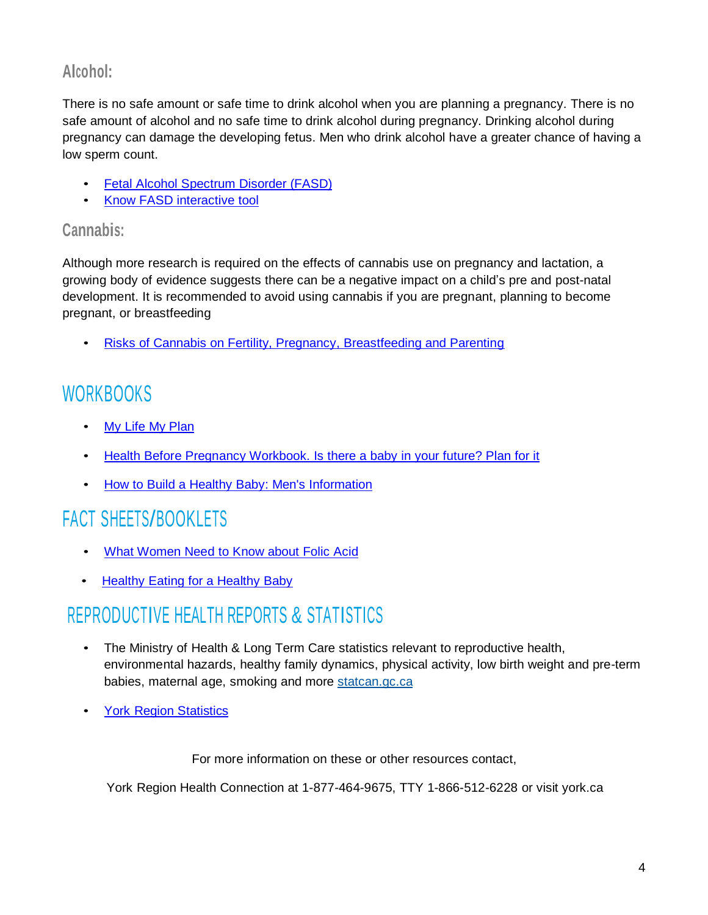### Alcohol:

There is no safe amount or safe time to drink alcohol when you are planning a pregnancy. There is no safe amount of alcohol and no safe time to drink alcohol during pregnancy. Drinking alcohol during pregnancy can damage the developing fetus. Men who drink alcohol have a greater chance of having a low sperm count.

- Fetal Alcohol Spectrum Disorder (FASD)
- Know FASD interactive tool

### Cannabis:

Although more research is required on the effects of cannabis use on pregnancy and lactation, a growing body of evidence suggests there can be a negative impact on a child's pre and post-natal development. It is recommended to avoid using cannabis if you are pregnant, planning to become pregnant, or breastfeeding

- Risks of Cannabis on Fertility, Pregnancy, Breastfeeding and Parenting

## WORKBOOKS

- My Life My Plan
- Health Before Pregnancy Workbook. Is there a baby in your future? Plan for it
- How to Build a Healthy Baby: Men's Information

## FACT SHEETS/BOOKLETS

- What Women Need to Know about Folic Acid
- Healthy Eating for a Healthy Baby

## REPRODUCTIVE HEALTH REPORTS & STATISTICS

- The Ministry of Health & Long Term Care statistics relevant to reproductive health, environmental hazards, healthy family dynamics, physical activity, low birth weight and pre-term babies, maternal age, smoking and more statcan.gc.ca
- York Region Statistics

For more information on these or other resources contact,

York Region Health Connection at 1-877-464-9675, TTY 1-866-512-6228 or visit york.ca